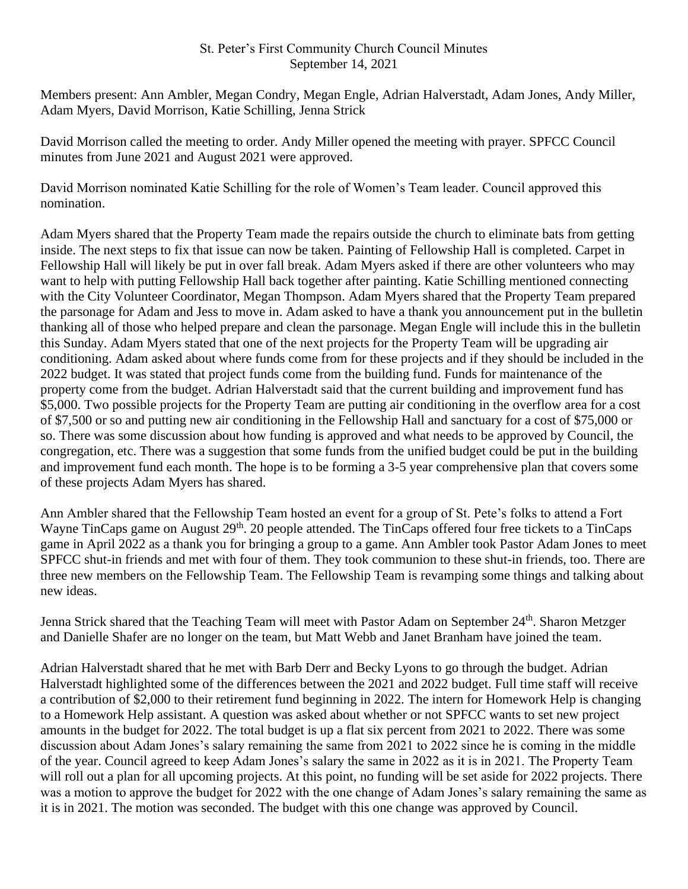# St. Peter's First Community Church Council Minutes

September 14, 2021

Members present: Ann Ambler, Megan Condry, Megan Engle, Adrian Halverstadt, Adam Jones, Andy Miller, Adam Myers, David Morrison, Katie Schilling, Jenna Strick

David Morrison called the meeting to order. Andy Miller opened the meeting with prayer. SPFCC Council minutes from June 2021 and August 2021 were approved.

David Morrison nominated Katie Schilling for the role of Women's Team leader. Council approved this nomination.

Adam Myers shared that the Property Team made the repairs outside the church to eliminate bats from getting inside. The next steps to fix that issue can now be taken. Painting of Fellowship Hall is completed. Carpet in Fellowship Hall will likely be put in over fall break. Adam Myers asked if there are other volunteers who may want to help with putting Fellowship Hall back together after painting. Katie Schilling mentioned connecting with the City Volunteer Coordinator, Megan Thompson. Adam Myers shared that the Property Team prepared the parsonage for Adam and Jess to move in. Adam asked to have a thank you announcement put in the bulletin thanking all of those who helped prepare and clean the parsonage. Megan Engle will include this in the bulletin this Sunday. Adam Myers stated that one of the next projects for the Property Team will be upgrading air conditioning. Adam asked about where funds come from for these projects and if they should be included in the 2022 budget. It was stated that project funds come from the building fund. Funds for maintenance of the property come from the budget. Adrian Halverstadt said that the current building and improvement fund has $5,000. Two possible projects for the Property Team are putting air conditioning in the overflow area for a cost of $7,500 or so and putting new air conditioning in the Fellowship Hall and sanctuary for a cost of $75,000 or so. There was some discussion about how funding is approved and what needs to be approved by Council, the congregation, etc. There was a suggestion that some funds from the unified budget could be put in the building and improvement fund each month. The hope is to be forming a 3-5 year comprehensive plan that covers some of these projects Adam Myers has shared.

Ann Ambler shared that the Fellowship Team hosted an event for a group of St. Pete's folks to attend a Fort Wayne TinCaps game on August 29th. 20 people attended. The TinCaps offered four free tickets to a TinCaps game in April 2022 as a thank you for bringing a group to a game. Ann Ambler took Pastor Adam Jones to meet SPFCC shut-in friends and met with four of them. They took communion to these shut-in friends, too. There are three new members on the Fellowship Team. The Fellowship Team is revamping some things and talking about new ideas.

Jenna Strick shared that the Teaching Team will meet with Pastor Adam on September 24th. Sharon Metzger and Danielle Shafer are no longer on the team, but Matt Webb and Janet Branham have joined the team.

Adrian Halverstadt shared that he met with Barb Derr and Becky Lyons to go through the budget. Adrian Halverstadt highlighted some of the differences between the 2021 and 2022 budget. Full time staff will receive a contribution of $2,000 to their retirement fund beginning in 2022. The intern for Homework Help is changing to a Homework Help assistant. A question was asked about whether or not SPFCC wants to set new project amounts in the budget for 2022. The total budget is up a flat six percent from 2021 to 2022. There was some discussion about Adam Jones's salary remaining the same from 2021 to 2022 since he is coming in the middle of the year. Council agreed to keep Adam Jones's salary the same in 2022 as it is in 2021. The Property Team will roll out a plan for all upcoming projects. At this point, no funding will be set aside for 2022 projects. There was a motion to approve the budget for 2022 with the one change of Adam Jones's salary remaining the same as it is in 2021. The motion was seconded. The budget with this one change was approved by Council.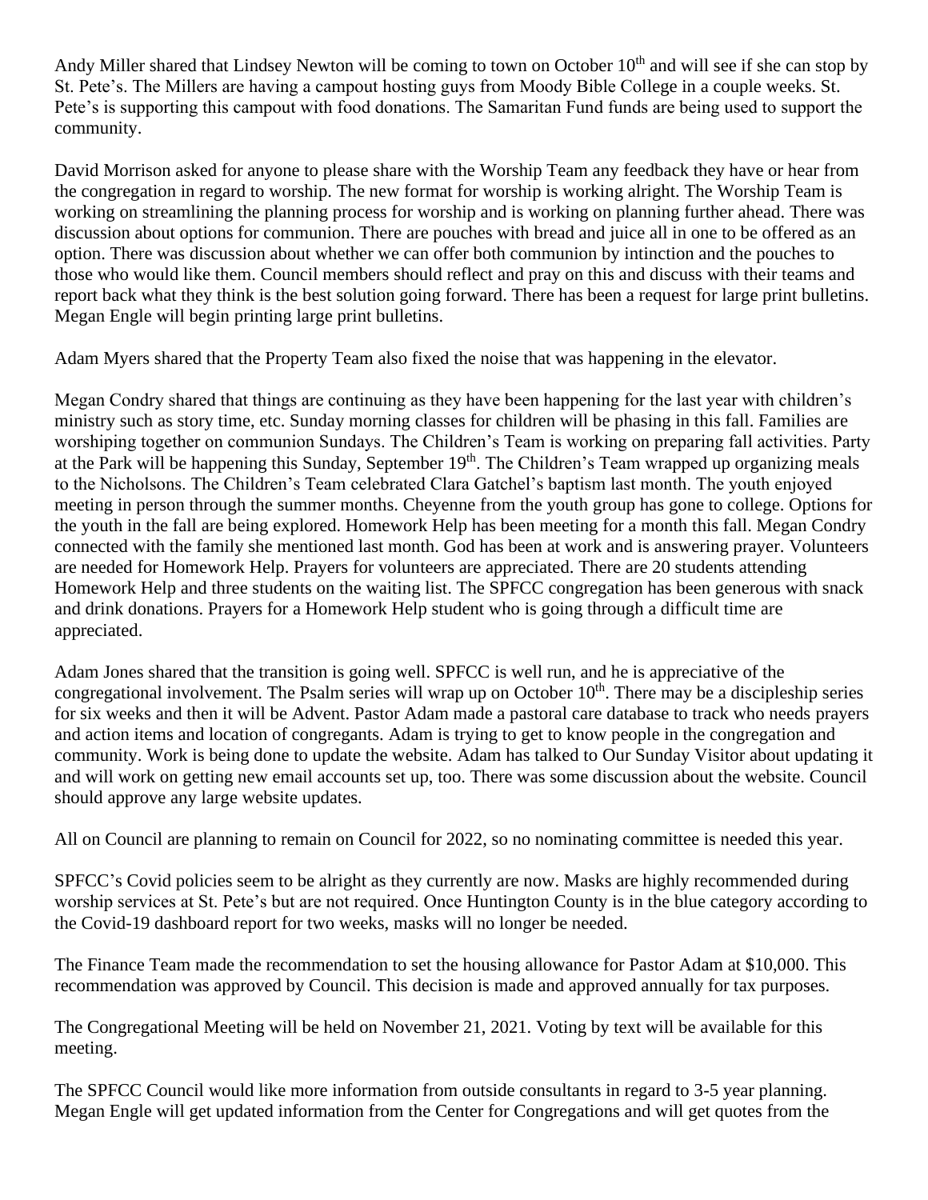Andy Miller shared that Lindsey Newton will be coming to town on October 10th and will see if she can stop by St. Pete's. The Millers are having a campout hosting guys from Moody Bible College in a couple weeks. St. Pete's is supporting this campout with food donations. The Samaritan Fund funds are being used to support the community.

David Morrison asked for anyone to please share with the Worship Team any feedback they have or hear from the congregation in regard to worship. The new format for worship is working alright. The Worship Team is working on streamlining the planning process for worship and is working on planning further ahead. There was discussion about options for communion. There are pouches with bread and juice all in one to be offered as an option. There was discussion about whether we can offer both communion by intinction and the pouches to those who would like them. Council members should reflect and pray on this and discuss with their teams and report back what they think is the best solution going forward. There has been a request for large print bulletins. Megan Engle will begin printing large print bulletins.

Adam Myers shared that the Property Team also fixed the noise that was happening in the elevator.

Megan Condry shared that things are continuing as they have been happening for the last year with children's ministry such as story time, etc. Sunday morning classes for children will be phasing in this fall. Families are worshiping together on communion Sundays. The Children's Team is working on preparing fall activities. Party at the Park will be happening this Sunday, September 19th. The Children's Team wrapped up organizing meals to the Nicholsons. The Children's Team celebrated Clara Gatchel's baptism last month. The youth enjoyed meeting in person through the summer months. Cheyenne from the youth group has gone to college. Options for the youth in the fall are being explored. Homework Help has been meeting for a month this fall. Megan Condry connected with the family she mentioned last month. God has been at work and is answering prayer. Volunteers are needed for Homework Help. Prayers for volunteers are appreciated. There are 20 students attending Homework Help and three students on the waiting list. The SPFCC congregation has been generous with snack and drink donations. Prayers for a Homework Help student who is going through a difficult time are appreciated.

Adam Jones shared that the transition is going well. SPFCC is well run, and he is appreciative of the congregational involvement. The Psalm series will wrap up on October 10th. There may be a discipleship series for six weeks and then it will be Advent. Pastor Adam made a pastoral care database to track who needs prayers and action items and location of congregants. Adam is trying to get to know people in the congregation and community. Work is being done to update the website. Adam has talked to Our Sunday Visitor about updating it and will work on getting new email accounts set up, too. There was some discussion about the website. Council should approve any large website updates.

All on Council are planning to remain on Council for 2022, so no nominating committee is needed this year.

SPFCC's Covid policies seem to be alright as they currently are now. Masks are highly recommended during worship services at St. Pete's but are not required. Once Huntington County is in the blue category according to the Covid-19 dashboard report for two weeks, masks will no longer be needed.

The Finance Team made the recommendation to set the housing allowance for Pastor Adam at $10,000. This recommendation was approved by Council. This decision is made and approved annually for tax purposes.

The Congregational Meeting will be held on November 21, 2021. Voting by text will be available for this meeting.

The SPFCC Council would like more information from outside consultants in regard to 3-5 year planning. Megan Engle will get updated information from the Center for Congregations and will get quotes from the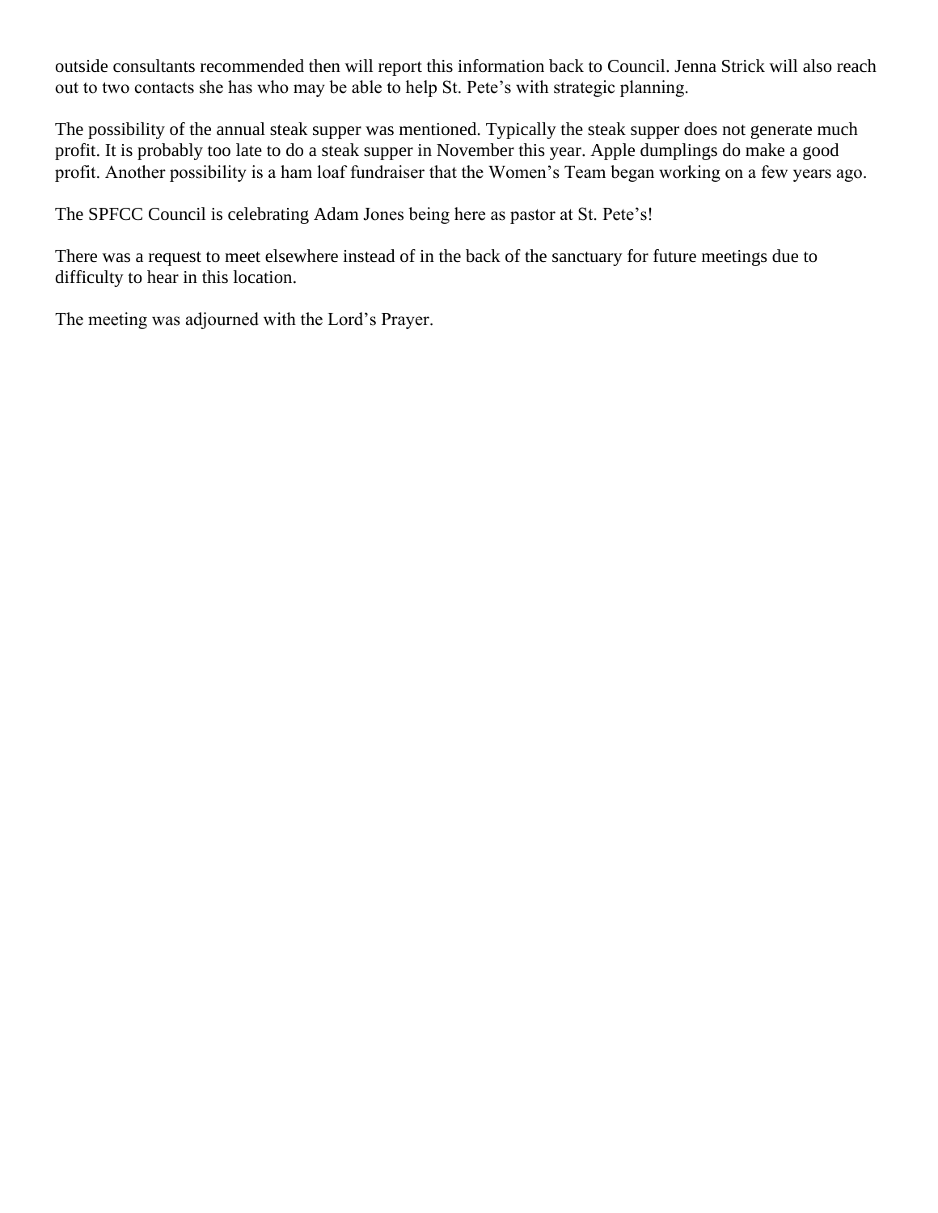outside consultants recommended then will report this information back to Council. Jenna Strick will also reach out to two contacts she has who may be able to help St. Pete's with strategic planning.

The possibility of the annual steak supper was mentioned. Typically the steak supper does not generate much profit. It is probably too late to do a steak supper in November this year. Apple dumplings do make a good profit. Another possibility is a ham loaf fundraiser that the Women's Team began working on a few years ago.

The SPFCC Council is celebrating Adam Jones being here as pastor at St. Pete's!

There was a request to meet elsewhere instead of in the back of the sanctuary for future meetings due to difficulty to hear in this location.

The meeting was adjourned with the Lord's Prayer.